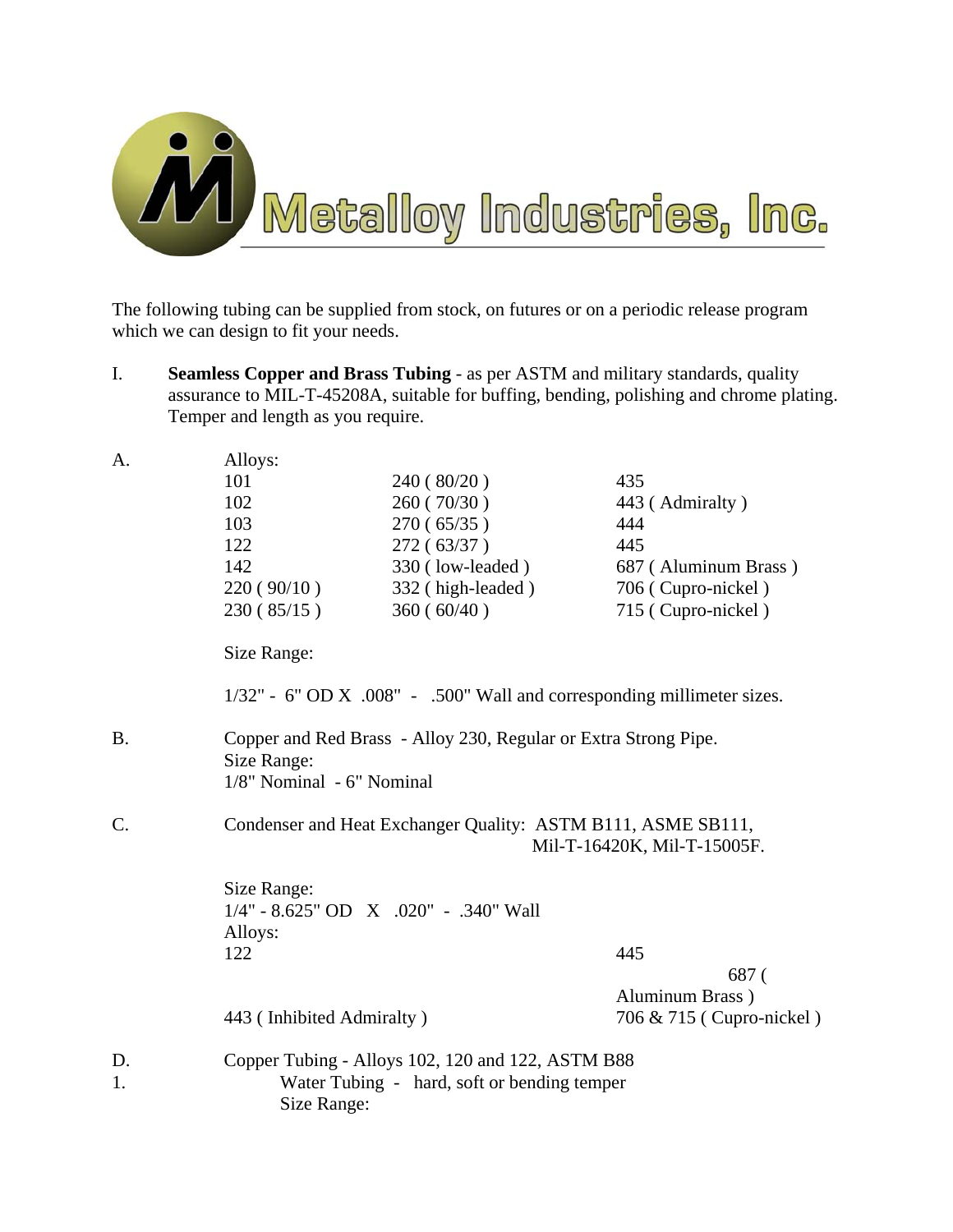# Metalloy Industries, Inc.

The following tubing can be supplied from stock, on futures or on a periodic release program which we can design to fit your needs.

I. **Seamless Copper and Brass Tubing** - as per ASTM and military standards, quality assurance to MIL-T-45208A, suitable for buffing, bending, polishing and chrome plating. Temper and length as you require.

A. Alloys:

| | | |
|---|---|---|
| 101 | 240 ( 80/20 ) | 435 |
| 102 | 260 ( 70/30 ) | 443 ( Admiralty ) |
| 103 | 270 ( 65/35 ) | 444 |
| 122 | 272 ( 63/37 ) | 445 |
| 142 | 330 ( low-leaded ) | 687 ( Aluminum Brass ) |
| 220 ( 90/10 ) | 332 ( high-leaded ) | 706 ( Cupro-nickel ) |
| 230 ( 85/15 ) | 360 ( 60/40 ) | 715 ( Cupro-nickel ) |

Size Range:

1/32" - 6" OD X .008" - .500" Wall and corresponding millimeter sizes.

B. Copper and Red Brass - Alloy 230, Regular or Extra Strong Pipe.
Size Range:
1/8" Nominal - 6" Nominal

C. Condenser and Heat Exchanger Quality: ASTM B111, ASME SB111, Mil-T-16420K, Mil-T-15005F.

Size Range:
1/4" - 8.625" OD X .020" - .340" Wall
Alloys:

| | |
|---|---|
| 122 | 445 |
| | 687 ( Aluminum Brass ) |
| 443 ( Inhibited Admiralty ) | 706 & 715 ( Cupro-nickel ) |

D. Copper Tubing - Alloys 102, 120 and 122, ASTM B88

1. Water Tubing - hard, soft or bending temper
   Size Range: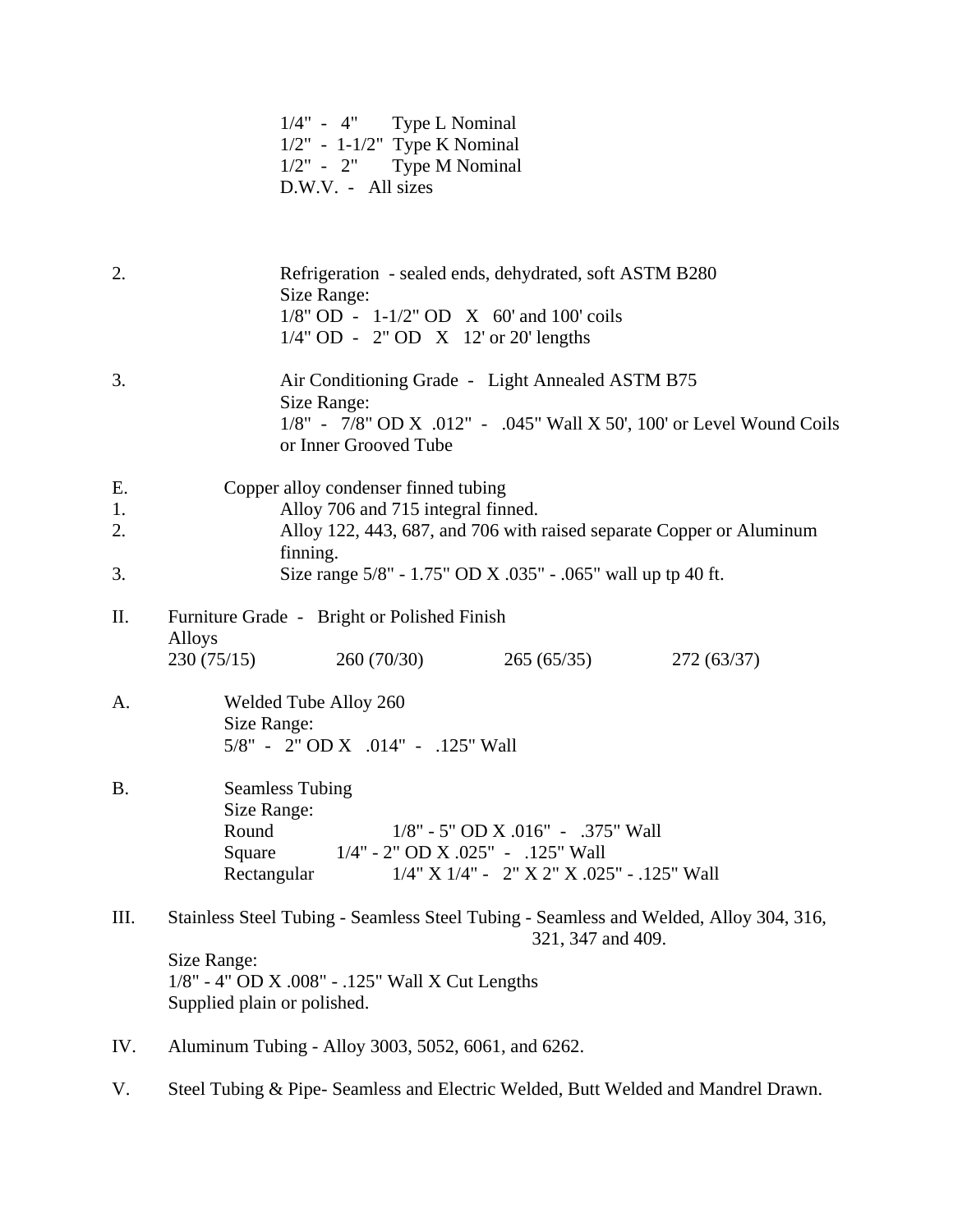1/4" - 4" Type L Nominal
1/2" - 1-1/2" Type K Nominal
1/2" - 2" Type M Nominal
D.W.V. - All sizes

2. Refrigeration - sealed ends, dehydrated, soft ASTM B280
   Size Range:
   1/8" OD - 1-1/2" OD X 60' and 100' coils
   1/4" OD - 2" OD X 12' or 20' lengths

3. Air Conditioning Grade - Light Annealed ASTM B75
   Size Range:
   1/8" - 7/8" OD X .012" - .045" Wall X 50', 100' or Level Wound Coils or Inner Grooved Tube

E. Copper alloy condenser finned tubing

1. Alloy 706 and 715 integral finned.
2. Alloy 122, 443, 687, and 706 with raised separate Copper or Aluminum finning.
3. Size range 5/8" - 1.75" OD X .035" - .065" wall up tp 40 ft.

II. Furniture Grade - Bright or Polished Finish
    Alloys
    230 (75/15) 260 (70/30) 265 (65/35) 272 (63/37)

A. Welded Tube Alloy 260
   Size Range:
   5/8" - 2" OD X .014" - .125" Wall

B. Seamless Tubing
   Size Range:
   Round 1/8" - 5" OD X .016" - .375" Wall
   Square 1/4" - 2" OD X .025" - .125" Wall
   Rectangular 1/4" X 1/4" - 2" X 2" X .025" - .125" Wall

III. Stainless Steel Tubing - Seamless Steel Tubing - Seamless and Welded, Alloy 304, 316, 321, 347 and 409.
     Size Range:
     1/8" - 4" OD X .008" - .125" Wall X Cut Lengths
     Supplied plain or polished.

IV. Aluminum Tubing - Alloy 3003, 5052, 6061, and 6262.

V. Steel Tubing & Pipe- Seamless and Electric Welded, Butt Welded and Mandrel Drawn.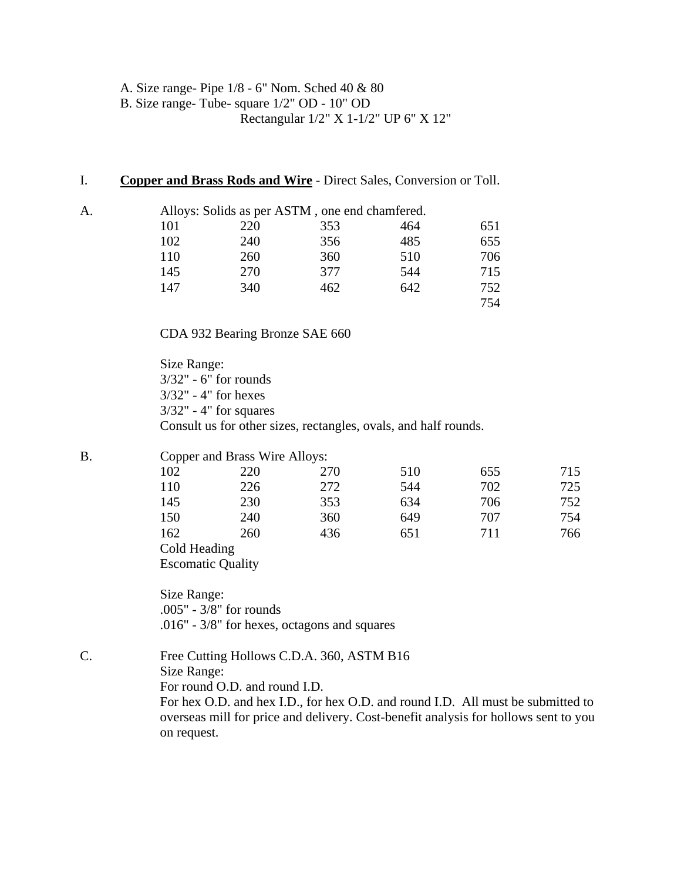A. Size range- Pipe 1/8 - 6" Nom. Sched 40 & 80
B. Size range- Tube- square 1/2" OD - 10" OD
Rectangular 1/2" X 1-1/2" UP 6" X 12"

## I. **Copper and Brass Rods and Wire** - Direct Sales, Conversion or Toll.

A. Alloys: Solids as per ASTM , one end chamfered.

| | | | | |
|---|---|---|---|---|
| 101 | 220 | 353 | 464 | 651 |
| 102 | 240 | 356 | 485 | 655 |
| 110 | 260 | 360 | 510 | 706 |
| 145 | 270 | 377 | 544 | 715 |
| 147 | 340 | 462 | 642 | 752 |
| | | | | 754 |

CDA 932 Bearing Bronze SAE 660

Size Range:
3/32" - 6" for rounds
3/32" - 4" for hexes
3/32" - 4" for squares
Consult us for other sizes, rectangles, ovals, and half rounds.

B. Copper and Brass Wire Alloys:

| | | | | | |
|---|---|---|---|---|---|
| 102 | 220 | 270 | 510 | 655 | 715 |
| 110 | 226 | 272 | 544 | 702 | 725 |
| 145 | 230 | 353 | 634 | 706 | 752 |
| 150 | 240 | 360 | 649 | 707 | 754 |
| 162 | 260 | 436 | 651 | 711 | 766 |

Cold Heading
Escomatic Quality

Size Range:
.005" - 3/8" for rounds
.016" - 3/8" for hexes, octagons and squares

C. Free Cutting Hollows C.D.A. 360, ASTM B16
Size Range:
For round O.D. and round I.D.
For hex O.D. and hex I.D., for hex O.D. and round I.D. All must be submitted to overseas mill for price and delivery. Cost-benefit analysis for hollows sent to you on request.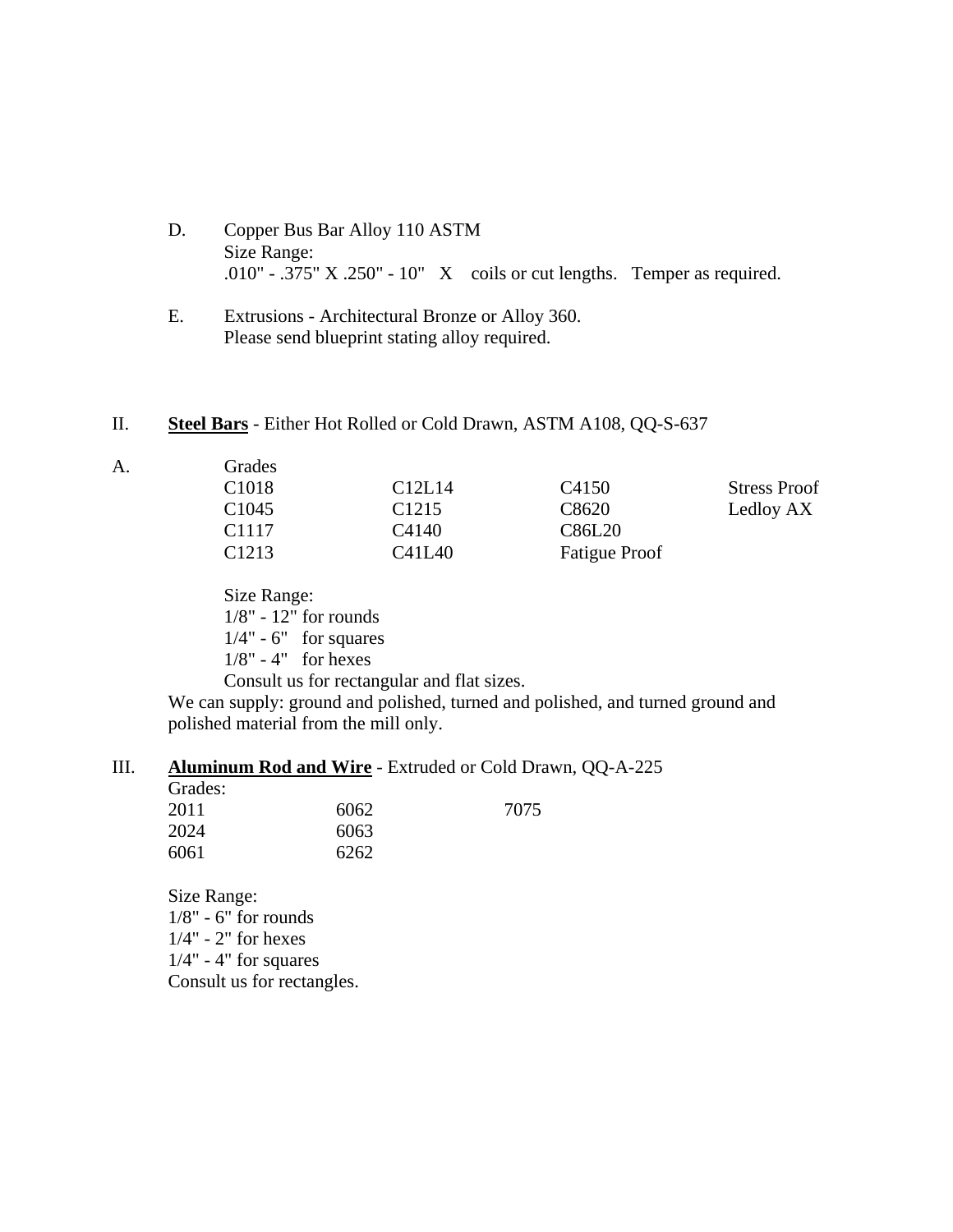D. Copper Bus Bar Alloy 110 ASTM
Size Range:
.010" - .375" X .250" - 10" X coils or cut lengths. Temper as required.

E. Extrusions - Architectural Bronze or Alloy 360.
Please send blueprint stating alloy required.

II. **Steel Bars** - Either Hot Rolled or Cold Drawn, ASTM A108, QQ-S-637

A. Grades

| | | | |
|---|---|---|---|
| C1018 | C12L14 | C4150 | Stress Proof |
| C1045 | C1215 | C8620 | Ledloy AX |
| C1117 | C4140 | C86L20 | |
| C1213 | C41L40 | Fatigue Proof | |

Size Range:
1/8" - 12" for rounds
1/4" - 6" for squares
1/8" - 4" for hexes
Consult us for rectangular and flat sizes.

We can supply: ground and polished, turned and polished, and turned ground and polished material from the mill only.

III. **Aluminum Rod and Wire** - Extruded or Cold Drawn, QQ-A-225

Grades:

| | | |
|---|---|---|
| 2011 | 6062 | 7075 |
| 2024 | 6063 | |
| 6061 | 6262 | |

Size Range:
1/8" - 6" for rounds
1/4" - 2" for hexes
1/4" - 4" for squares
Consult us for rectangles.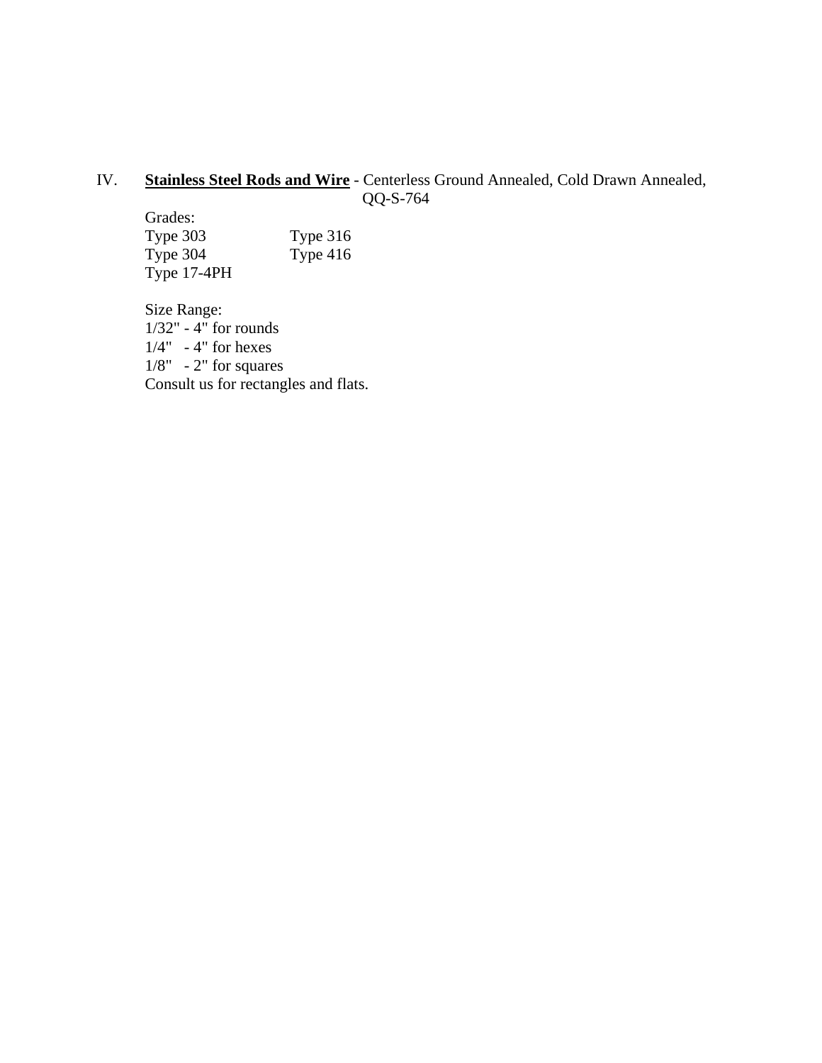IV. **<u>Stainless Steel Rods and Wire</u>** - Centerless Ground Annealed, Cold Drawn Annealed, QQ-S-764

Grades:

| | |
|---|---|
| Type 303 | Type 316 |
| Type 304 | Type 416 |
| Type 17-4PH | |

Size Range:
1/32" - 4" for rounds
1/4" - 4" for hexes
1/8" - 2" for squares
Consult us for rectangles and flats.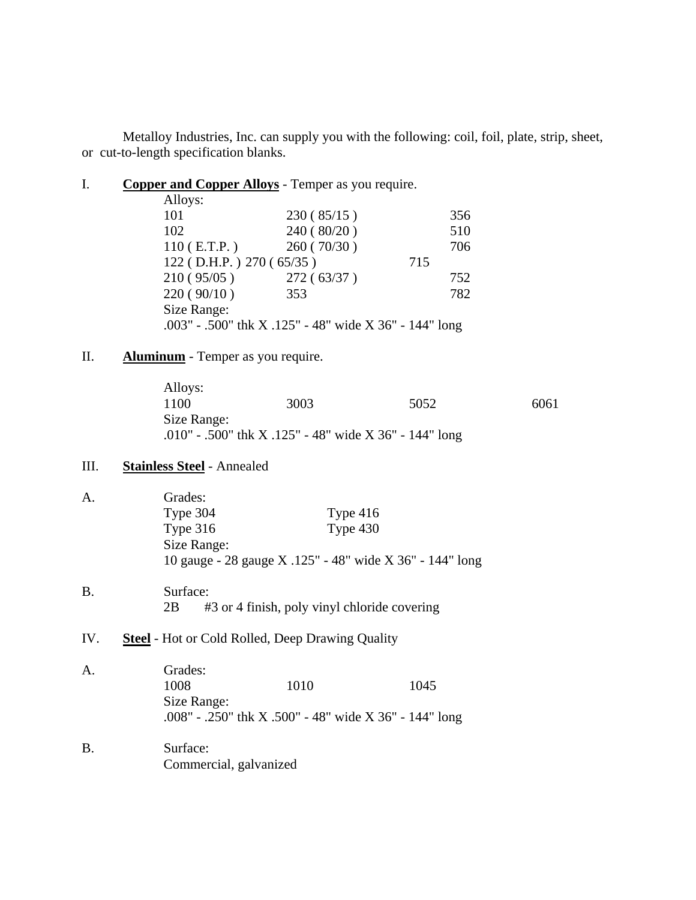Metalloy Industries, Inc. can supply you with the following: coil, foil, plate, strip, sheet, or cut-to-length specification blanks.

I. **Copper and Copper Alloys** - Temper as you require.

Alloys:

| | | |
|---|---|---|
| 101 | 230 ( 85/15 ) | 356 |
| 102 | 240 ( 80/20 ) | 510 |
| 110 ( E.T.P. ) | 260 ( 70/30 ) | 706 |
| 122 ( D.H.P. ) | 270 ( 65/35 ) | 715 |
| 210 ( 95/05 ) | 272 ( 63/37 ) | 752 |
| 220 ( 90/10 ) | 353 | 782 |

Size Range:
.003" - .500" thk X .125" - 48" wide X 36" - 144" long

II. **Aluminum** - Temper as you require.

Alloys:

| | | | |
|---|---|---|---|
| 1100 | 3003 | 5052 | 6061 |

Size Range:
.010" - .500" thk X .125" - 48" wide X 36" - 144" long

III. **Stainless Steel** - Annealed

A. Grades:

| | |
|---|---|
| Type 304 | Type 416 |
| Type 316 | Type 430 |

Size Range:
10 gauge - 28 gauge X .125" - 48" wide X 36" - 144" long

B. Surface:
2B #3 or 4 finish, poly vinyl chloride covering

IV. **Steel** - Hot or Cold Rolled, Deep Drawing Quality

A. Grades:

| | | |
|---|---|---|
| 1008 | 1010 | 1045 |

Size Range:
.008" - .250" thk X .500" - 48" wide X 36" - 144" long

B. Surface:
Commercial, galvanized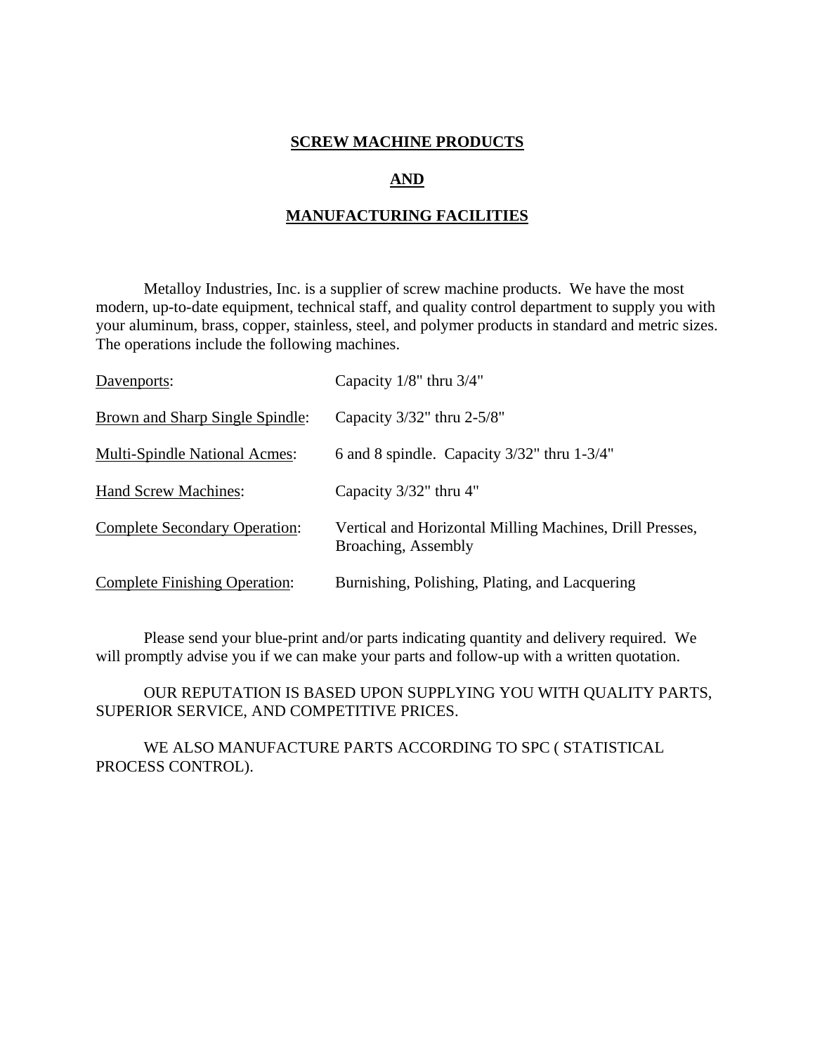# SCREW MACHINE PRODUCTS

# AND

# MANUFACTURING FACILITIES

Metalloy Industries, Inc. is a supplier of screw machine products. We have the most modern, up-to-date equipment, technical staff, and quality control department to supply you with your aluminum, brass, copper, stainless, steel, and polymer products in standard and metric sizes. The operations include the following machines.

| | |
|---|---|
| Davenports: | Capacity 1/8" thru 3/4" |
| Brown and Sharp Single Spindle: | Capacity 3/32" thru 2-5/8" |
| Multi-Spindle National Acmes: | 6 and 8 spindle. Capacity 3/32" thru 1-3/4" |
| Hand Screw Machines: | Capacity 3/32" thru 4" |
| Complete Secondary Operation: | Vertical and Horizontal Milling Machines, Drill Presses, Broaching, Assembly |
| Complete Finishing Operation: | Burnishing, Polishing, Plating, and Lacquering |

Please send your blue-print and/or parts indicating quantity and delivery required. We will promptly advise you if we can make your parts and follow-up with a written quotation.

OUR REPUTATION IS BASED UPON SUPPLYING YOU WITH QUALITY PARTS, SUPERIOR SERVICE, AND COMPETITIVE PRICES.

WE ALSO MANUFACTURE PARTS ACCORDING TO SPC ( STATISTICAL PROCESS CONTROL).